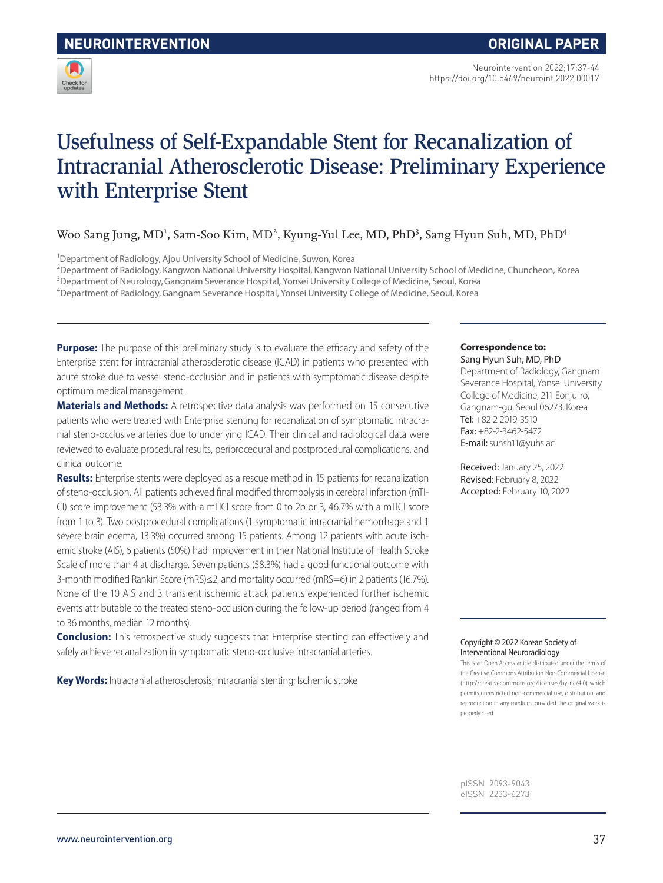NEUROINTERVENTION | ORIGINAL PAPER

# Usefulness of Self-Expandable Stent for Recanalization of Intracranial Atherosclerotic Disease: Preliminary Experience with Enterprise Stent

Woo Sang Jung, MD[1], Sam-Soo Kim, MD[2], Kyung-Yul Lee, MD, PhD[3], Sang Hyun Suh, MD, PhD[4]

[1]Department of Radiology, Ajou University School of Medicine, Suwon, Korea
[2]Department of Radiology, Kangwon National University Hospital, Kangwon National University School of Medicine, Chuncheon, Korea
[3]Department of Neurology, Gangnam Severance Hospital, Yonsei University College of Medicine, Seoul, Korea
[4]Department of Radiology, Gangnam Severance Hospital, Yonsei University College of Medicine, Seoul, Korea

**Purpose:** The purpose of this preliminary study is to evaluate the efficacy and safety of the Enterprise stent for intracranial atherosclerotic disease (ICAD) in patients who presented with acute stroke due to vessel steno-occlusion and in patients with symptomatic disease despite optimum medical management.

**Materials and Methods:** A retrospective data analysis was performed on 15 consecutive patients who were treated with Enterprise stenting for recanalization of symptomatic intracranial steno-occlusive arteries due to underlying ICAD. Their clinical and radiological data were reviewed to evaluate procedural results, periprocedural and postprocedural complications, and clinical outcome.

**Results:** Enterprise stents were deployed as a rescue method in 15 patients for recanalization of steno-occlusion. All patients achieved final modified thrombolysis in cerebral infarction (mTICI) score improvement (53.3% with a mTICI score from 0 to 2b or 3, 46.7% with a mTICI score from 1 to 3). Two postprocedural complications (1 symptomatic intracranial hemorrhage and 1 severe brain edema, 13.3%) occurred among 15 patients. Among 12 patients with acute ischemic stroke (AIS), 6 patients (50%) had improvement in their National Institute of Health Stroke Scale of more than 4 at discharge. Seven patients (58.3%) had a good functional outcome with 3-month modified Rankin Score (mRS)≤2, and mortality occurred (mRS=6) in 2 patients (16.7%). None of the 10 AIS and 3 transient ischemic attack patients experienced further ischemic events attributable to the treated steno-occlusion during the follow-up period (ranged from 4 to 36 months, median 12 months).

**Conclusion:** This retrospective study suggests that Enterprise stenting can effectively and safely achieve recanalization in symptomatic steno-occlusive intracranial arteries.

**Key Words:** Intracranial atherosclerosis; Intracranial stenting; Ischemic stroke

**Correspondence to:**
Sang Hyun Suh, MD, PhD
Department of Radiology, Gangnam Severance Hospital, Yonsei University College of Medicine, 211 Eonju-ro, Gangnam-gu, Seoul 06273, Korea
Tel: +82-2-2019-3510
Fax: +82-2-3462-5472
E-mail: suhsh11@yuhs.ac

Received: January 25, 2022
Revised: February 8, 2022
Accepted: February 10, 2022

Copyright © 2022 Korean Society of Interventional Neuroradiology
This is an Open Access article distributed under the terms of the Creative Commons Attribution Non-Commercial License (http://creativecommons.org/licenses/by-nc/4.0) which permits unrestricted non-commercial use, distribution, and reproduction in any medium, provided the original work is properly cited.

pISSN 2093-9043
eISSN 2233-6273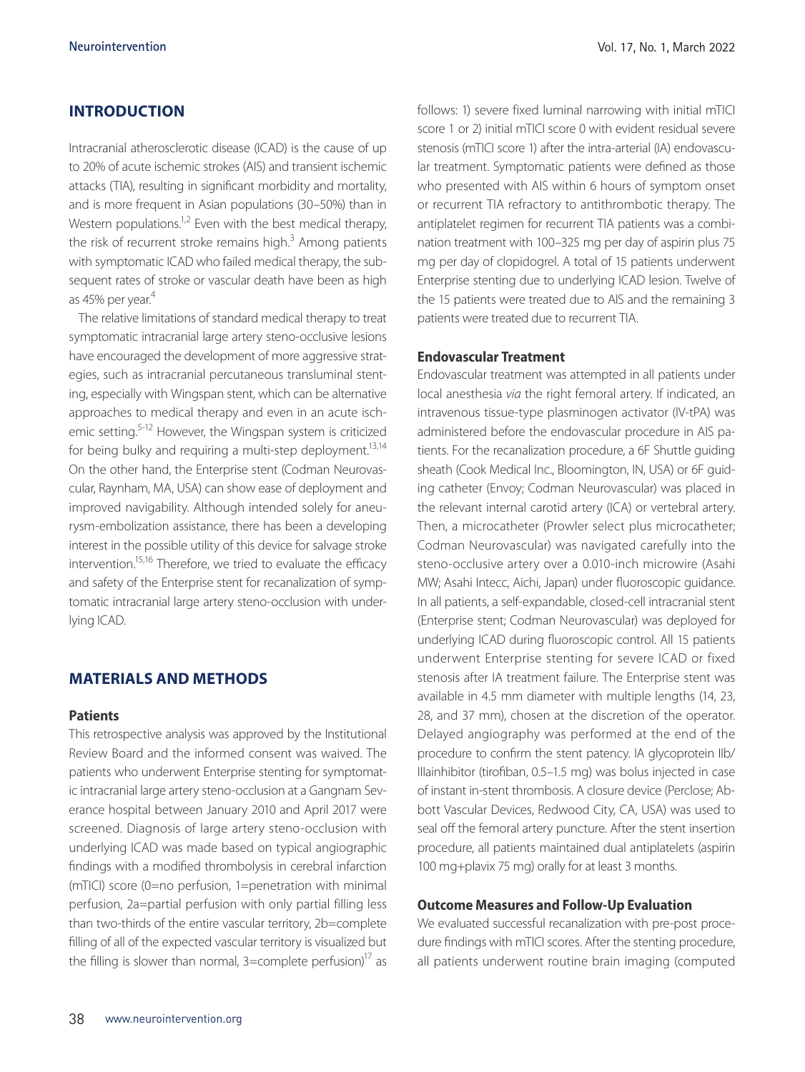## INTRODUCTION

Intracranial atherosclerotic disease (ICAD) is the cause of up to 20% of acute ischemic strokes (AIS) and transient ischemic attacks (TIA), resulting in significant morbidity and mortality, and is more frequent in Asian populations (30–50%) than in Western populations.[1,2] Even with the best medical therapy, the risk of recurrent stroke remains high.[3] Among patients with symptomatic ICAD who failed medical therapy, the subsequent rates of stroke or vascular death have been as high as 45% per year.[4]

The relative limitations of standard medical therapy to treat symptomatic intracranial large artery steno-occlusive lesions have encouraged the development of more aggressive strategies, such as intracranial percutaneous transluminal stenting, especially with Wingspan stent, which can be alternative approaches to medical therapy and even in an acute ischemic setting.[5-12] However, the Wingspan system is criticized for being bulky and requiring a multi-step deployment.[13,14] On the other hand, the Enterprise stent (Codman Neurovascular, Raynham, MA, USA) can show ease of deployment and improved navigability. Although intended solely for aneurysm-embolization assistance, there has been a developing interest in the possible utility of this device for salvage stroke intervention.[15,16] Therefore, we tried to evaluate the efficacy and safety of the Enterprise stent for recanalization of symptomatic intracranial large artery steno-occlusion with underlying ICAD.

## MATERIALS AND METHODS

### Patients

This retrospective analysis was approved by the Institutional Review Board and the informed consent was waived. The patients who underwent Enterprise stenting for symptomatic intracranial large artery steno-occlusion at a Gangnam Severance hospital between January 2010 and April 2017 were screened. Diagnosis of large artery steno-occlusion with underlying ICAD was made based on typical angiographic findings with a modified thrombolysis in cerebral infarction (mTICI) score (0=no perfusion, 1=penetration with minimal perfusion, 2a=partial perfusion with only partial filling less than two-thirds of the entire vascular territory, 2b=complete filling of all of the expected vascular territory is visualized but the filling is slower than normal, 3=complete perfusion)[17] as follows: 1) severe fixed luminal narrowing with initial mTICI score 1 or 2) initial mTICI score 0 with evident residual severe stenosis (mTICI score 1) after the intra-arterial (IA) endovascular treatment. Symptomatic patients were defined as those who presented with AIS within 6 hours of symptom onset or recurrent TIA refractory to antithrombotic therapy. The antiplatelet regimen for recurrent TIA patients was a combination treatment with 100–325 mg per day of aspirin plus 75 mg per day of clopidogrel. A total of 15 patients underwent Enterprise stenting due to underlying ICAD lesion. Twelve of the 15 patients were treated due to AIS and the remaining 3 patients were treated due to recurrent TIA.

### Endovascular Treatment

Endovascular treatment was attempted in all patients under local anesthesia *via* the right femoral artery. If indicated, an intravenous tissue-type plasminogen activator (IV-tPA) was administered before the endovascular procedure in AIS patients. For the recanalization procedure, a 6F Shuttle guiding sheath (Cook Medical Inc., Bloomington, IN, USA) or 6F guiding catheter (Envoy; Codman Neurovascular) was placed in the relevant internal carotid artery (ICA) or vertebral artery. Then, a microcatheter (Prowler select plus microcatheter; Codman Neurovascular) was navigated carefully into the steno-occlusive artery over a 0.010-inch microwire (Asahi MW; Asahi Intecc, Aichi, Japan) under fluoroscopic guidance. In all patients, a self-expandable, closed-cell intracranial stent (Enterprise stent; Codman Neurovascular) was deployed for underlying ICAD during fluoroscopic control. All 15 patients underwent Enterprise stenting for severe ICAD or fixed stenosis after IA treatment failure. The Enterprise stent was available in 4.5 mm diameter with multiple lengths (14, 23, 28, and 37 mm), chosen at the discretion of the operator. Delayed angiography was performed at the end of the procedure to confirm the stent patency. IA glycoprotein IIb/IIIainhibitor (tirofiban, 0.5–1.5 mg) was bolus injected in case of instant in-stent thrombosis. A closure device (Perclose; Abbott Vascular Devices, Redwood City, CA, USA) was used to seal off the femoral artery puncture. After the stent insertion procedure, all patients maintained dual antiplatelets (aspirin 100 mg+plavix 75 mg) orally for at least 3 months.

### Outcome Measures and Follow-Up Evaluation

We evaluated successful recanalization with pre-post procedure findings with mTICI scores. After the stenting procedure, all patients underwent routine brain imaging (computed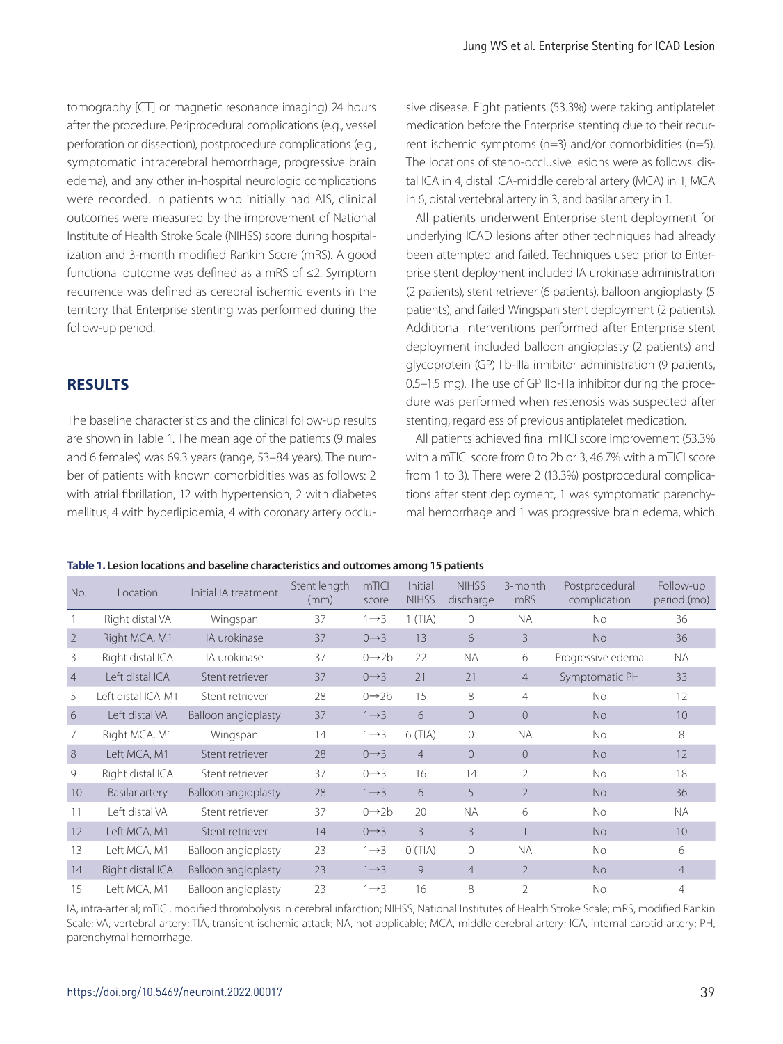tomography [CT] or magnetic resonance imaging) 24 hours after the procedure. Periprocedural complications (e.g., vessel perforation or dissection), postprocedure complications (e.g., symptomatic intracerebral hemorrhage, progressive brain edema), and any other in-hospital neurologic complications were recorded. In patients who initially had AIS, clinical outcomes were measured by the improvement of National Institute of Health Stroke Scale (NIHSS) score during hospitalization and 3-month modified Rankin Score (mRS). A good functional outcome was defined as a mRS of ≤2. Symptom recurrence was defined as cerebral ischemic events in the territory that Enterprise stenting was performed during the follow-up period.

## RESULTS

The baseline characteristics and the clinical follow-up results are shown in Table 1. The mean age of the patients (9 males and 6 females) was 69.3 years (range, 53–84 years). The number of patients with known comorbidities was as follows: 2 with atrial fibrillation, 12 with hypertension, 2 with diabetes mellitus, 4 with hyperlipidemia, 4 with coronary artery occlusive disease. Eight patients (53.3%) were taking antiplatelet medication before the Enterprise stenting due to their recurrent ischemic symptoms (n=3) and/or comorbidities (n=5). The locations of steno-occlusive lesions were as follows: distal ICA in 4, distal ICA-middle cerebral artery (MCA) in 1, MCA in 6, distal vertebral artery in 3, and basilar artery in 1.

All patients underwent Enterprise stent deployment for underlying ICAD lesions after other techniques had already been attempted and failed. Techniques used prior to Enterprise stent deployment included IA urokinase administration (2 patients), stent retriever (6 patients), balloon angioplasty (5 patients), and failed Wingspan stent deployment (2 patients). Additional interventions performed after Enterprise stent deployment included balloon angioplasty (2 patients) and glycoprotein (GP) IIb-IIIa inhibitor administration (9 patients, 0.5–1.5 mg). The use of GP IIb-IIIa inhibitor during the procedure was performed when restenosis was suspected after stenting, regardless of previous antiplatelet medication.

All patients achieved final mTICI score improvement (53.3% with a mTICI score from 0 to 2b or 3, 46.7% with a mTICI score from 1 to 3). There were 2 (13.3%) postprocedural complications after stent deployment, 1 was symptomatic parenchymal hemorrhage and 1 was progressive brain edema, which

**Table 1. Lesion locations and baseline characteristics and outcomes among 15 patients**

| No. | Location | Initial IA treatment | Stent length (mm) | mTICI score | Initial NIHSS | NIHSS discharge | 3-month mRS | Postprocedural complication | Follow-up period (mo) |
|---|---|---|---|---|---|---|---|---|---|
| 1 | Right distal VA | Wingspan | 37 | 1→3 | 1 (TIA) | 0 | NA | No | 36 |
| 2 | Right MCA, M1 | IA urokinase | 37 | 0→3 | 13 | 6 | 3 | No | 36 |
| 3 | Right distal ICA | IA urokinase | 37 | 0→2b | 22 | NA | 6 | Progressive edema | NA |
| 4 | Left distal ICA | Stent retriever | 37 | 0→3 | 21 | 21 | 4 | Symptomatic PH | 33 |
| 5 | Left distal ICA-M1 | Stent retriever | 28 | 0→2b | 15 | 8 | 4 | No | 12 |
| 6 | Left distal VA | Balloon angioplasty | 37 | 1→3 | 6 | 0 | 0 | No | 10 |
| 7 | Right MCA, M1 | Wingspan | 14 | 1→3 | 6 (TIA) | 0 | NA | No | 8 |
| 8 | Left MCA, M1 | Stent retriever | 28 | 0→3 | 4 | 0 | 0 | No | 12 |
| 9 | Right distal ICA | Stent retriever | 37 | 0→3 | 16 | 14 | 2 | No | 18 |
| 10 | Basilar artery | Balloon angioplasty | 28 | 1→3 | 6 | 5 | 2 | No | 36 |
| 11 | Left distal VA | Stent retriever | 37 | 0→2b | 20 | NA | 6 | No | NA |
| 12 | Left MCA, M1 | Stent retriever | 14 | 0→3 | 3 | 3 | 1 | No | 10 |
| 13 | Left MCA, M1 | Balloon angioplasty | 23 | 1→3 | 0 (TIA) | 0 | NA | No | 6 |
| 14 | Right distal ICA | Balloon angioplasty | 23 | 1→3 | 9 | 4 | 2 | No | 4 |
| 15 | Left MCA, M1 | Balloon angioplasty | 23 | 1→3 | 16 | 8 | 2 | No | 4 |

IA, intra-arterial; mTICI, modified thrombolysis in cerebral infarction; NIHSS, National Institutes of Health Stroke Scale; mRS, modified Rankin Scale; VA, vertebral artery; TIA, transient ischemic attack; NA, not applicable; MCA, middle cerebral artery; ICA, internal carotid artery; PH, parenchymal hemorrhage.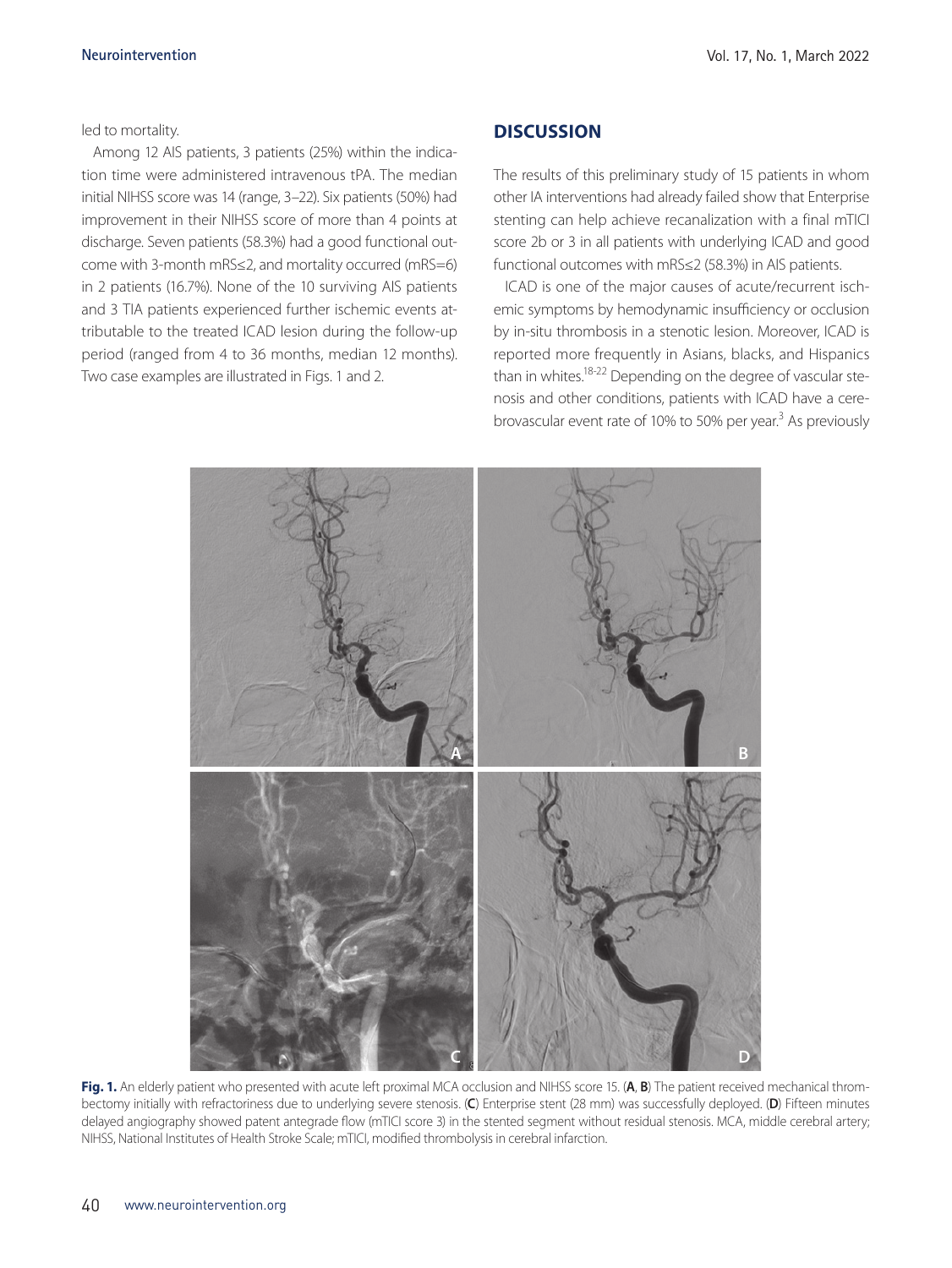led to mortality.

Among 12 AIS patients, 3 patients (25%) within the indication time were administered intravenous tPA. The median initial NIHSS score was 14 (range, 3–22). Six patients (50%) had improvement in their NIHSS score of more than 4 points at discharge. Seven patients (58.3%) had a good functional outcome with 3-month mRS≤2, and mortality occurred (mRS=6) in 2 patients (16.7%). None of the 10 surviving AIS patients and 3 TIA patients experienced further ischemic events attributable to the treated ICAD lesion during the follow-up period (ranged from 4 to 36 months, median 12 months). Two case examples are illustrated in Figs. 1 and 2.

## DISCUSSION

The results of this preliminary study of 15 patients in whom other IA interventions had already failed show that Enterprise stenting can help achieve recanalization with a final mTICI score 2b or 3 in all patients with underlying ICAD and good functional outcomes with mRS≤2 (58.3%) in AIS patients.

ICAD is one of the major causes of acute/recurrent ischemic symptoms by hemodynamic insufficiency or occlusion by in-situ thrombosis in a stenotic lesion. Moreover, ICAD is reported more frequently in Asians, blacks, and Hispanics than in whites.[18-22] Depending on the degree of vascular stenosis and other conditions, patients with ICAD have a cerebrovascular event rate of 10% to 50% per year.[3] As previously

**Fig. 1.** An elderly patient who presented with acute left proximal MCA occlusion and NIHSS score 15. (**A**, **B**) The patient received mechanical thrombectomy initially with refractoriness due to underlying severe stenosis. (**C**) Enterprise stent (28 mm) was successfully deployed. (**D**) Fifteen minutes delayed angiography showed patent antegrade flow (mTICI score 3) in the stented segment without residual stenosis. MCA, middle cerebral artery; NIHSS, National Institutes of Health Stroke Scale; mTICI, modified thrombolysis in cerebral infarction.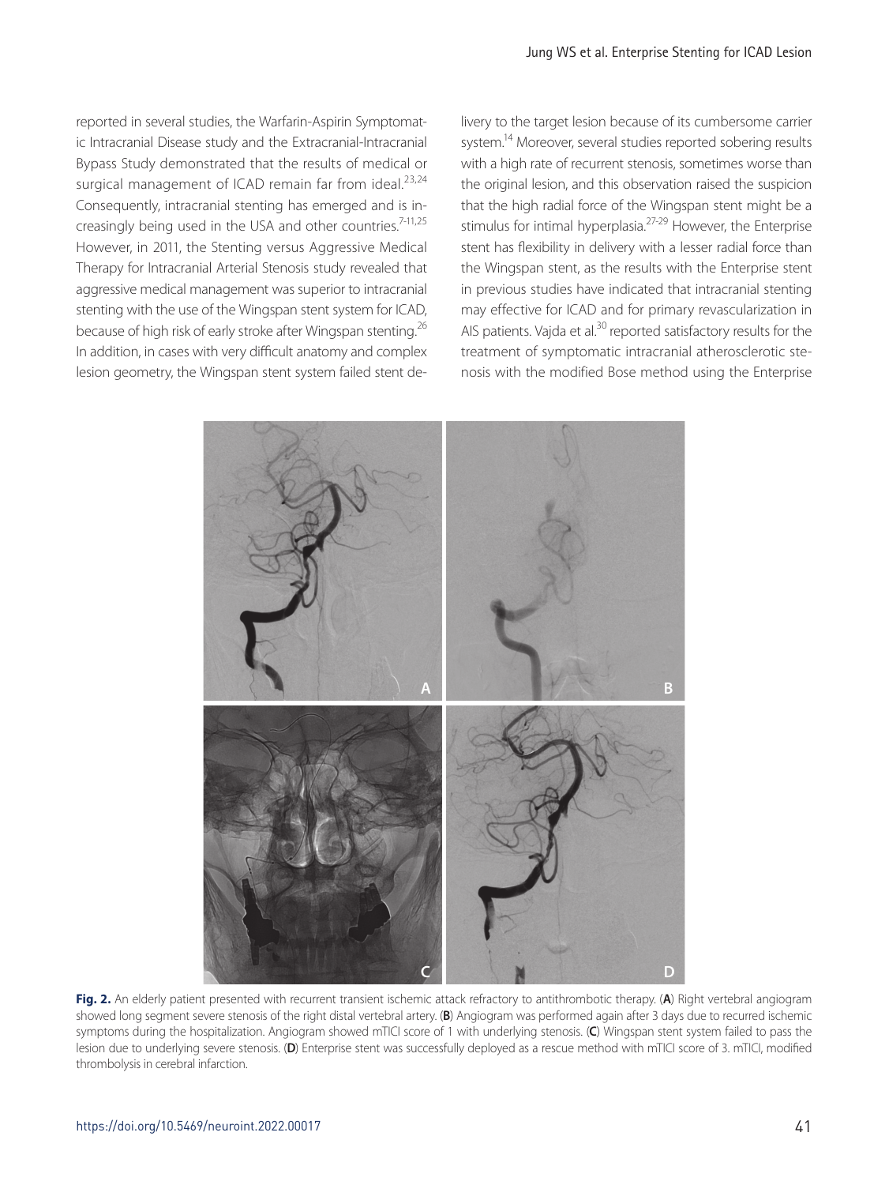reported in several studies, the Warfarin-Aspirin Symptomatic Intracranial Disease study and the Extracranial-Intracranial Bypass Study demonstrated that the results of medical or surgical management of ICAD remain far from ideal.[23,24] Consequently, intracranial stenting has emerged and is increasingly being used in the USA and other countries.[7-11,25] However, in 2011, the Stenting versus Aggressive Medical Therapy for Intracranial Arterial Stenosis study revealed that aggressive medical management was superior to intracranial stenting with the use of the Wingspan stent system for ICAD, because of high risk of early stroke after Wingspan stenting.[26] In addition, in cases with very difficult anatomy and complex lesion geometry, the Wingspan stent system failed stent delivery to the target lesion because of its cumbersome carrier system.[14] Moreover, several studies reported sobering results with a high rate of recurrent stenosis, sometimes worse than the original lesion, and this observation raised the suspicion that the high radial force of the Wingspan stent might be a stimulus for intimal hyperplasia.[27-29] However, the Enterprise stent has flexibility in delivery with a lesser radial force than the Wingspan stent, as the results with the Enterprise stent in previous studies have indicated that intracranial stenting may effective for ICAD and for primary revascularization in AIS patients. Vajda et al.[30] reported satisfactory results for the treatment of symptomatic intracranial atherosclerotic stenosis with the modified Bose method using the Enterprise

**Fig. 2.** An elderly patient presented with recurrent transient ischemic attack refractory to antithrombotic therapy. (**A**) Right vertebral angiogram showed long segment severe stenosis of the right distal vertebral artery. (**B**) Angiogram was performed again after 3 days due to recurred ischemic symptoms during the hospitalization. Angiogram showed mTICI score of 1 with underlying stenosis. (**C**) Wingspan stent system failed to pass the lesion due to underlying severe stenosis. (**D**) Enterprise stent was successfully deployed as a rescue method with mTICI score of 3. mTICI, modified thrombolysis in cerebral infarction.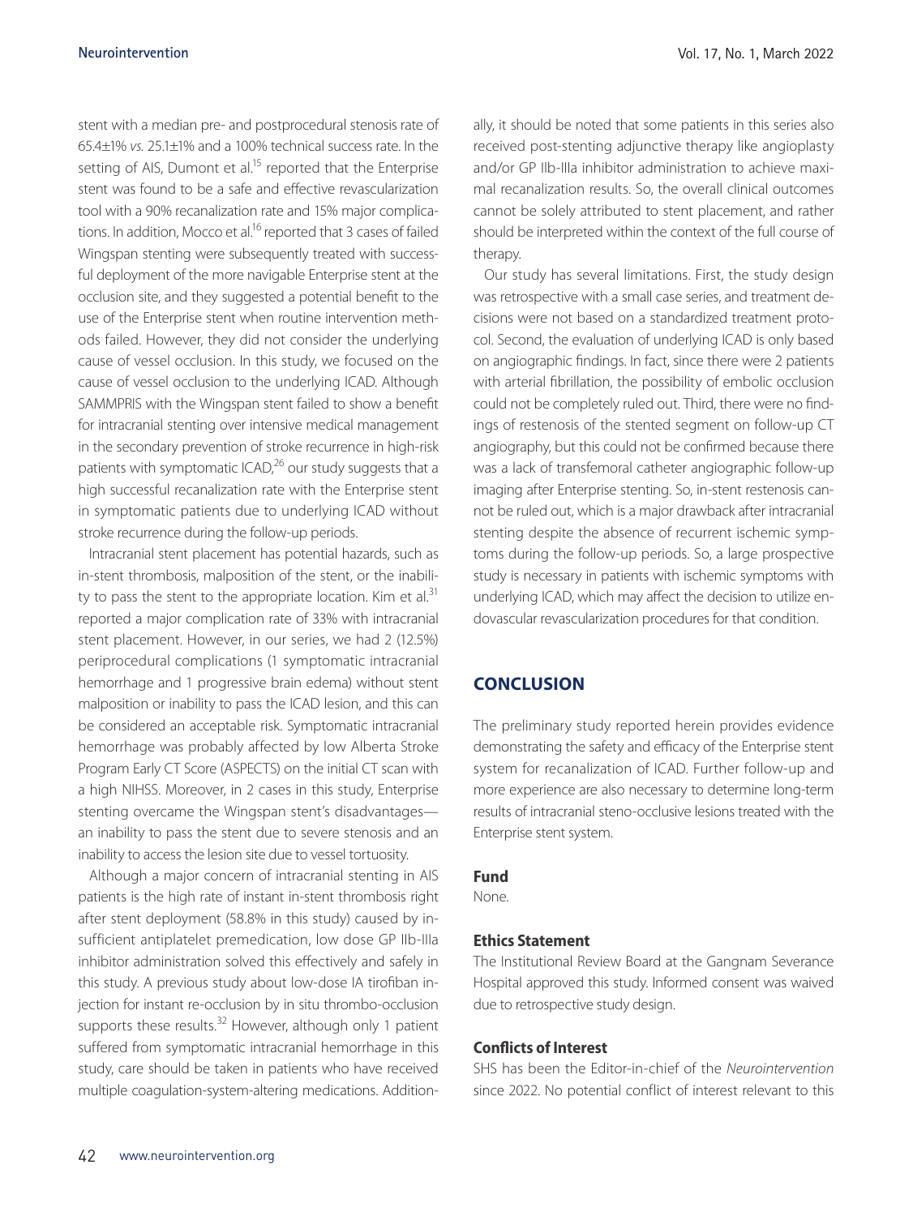stent with a median pre- and postprocedural stenosis rate of 65.4±1% *vs.* 25.1±1% and a 100% technical success rate. In the setting of AIS, Dumont et al.[15] reported that the Enterprise stent was found to be a safe and effective revascularization tool with a 90% recanalization rate and 15% major complications. In addition, Mocco et al.[16] reported that 3 cases of failed Wingspan stenting were subsequently treated with successful deployment of the more navigable Enterprise stent at the occlusion site, and they suggested a potential benefit to the use of the Enterprise stent when routine intervention methods failed. However, they did not consider the underlying cause of vessel occlusion. In this study, we focused on the cause of vessel occlusion to the underlying ICAD. Although SAMMPRIS with the Wingspan stent failed to show a benefit for intracranial stenting over intensive medical management in the secondary prevention of stroke recurrence in high-risk patients with symptomatic ICAD,[26] our study suggests that a high successful recanalization rate with the Enterprise stent in symptomatic patients due to underlying ICAD without stroke recurrence during the follow-up periods.

Intracranial stent placement has potential hazards, such as in-stent thrombosis, malposition of the stent, or the inability to pass the stent to the appropriate location. Kim et al.[31] reported a major complication rate of 33% with intracranial stent placement. However, in our series, we had 2 (12.5%) periprocedural complications (1 symptomatic intracranial hemorrhage and 1 progressive brain edema) without stent malposition or inability to pass the ICAD lesion, and this can be considered an acceptable risk. Symptomatic intracranial hemorrhage was probably affected by low Alberta Stroke Program Early CT Score (ASPECTS) on the initial CT scan with a high NIHSS. Moreover, in 2 cases in this study, Enterprise stenting overcame the Wingspan stent's disadvantages—an inability to pass the stent due to severe stenosis and an inability to access the lesion site due to vessel tortuosity.

Although a major concern of intracranial stenting in AIS patients is the high rate of instant in-stent thrombosis right after stent deployment (58.8% in this study) caused by insufficient antiplatelet premedication, low dose GP IIb-IIIa inhibitor administration solved this effectively and safely in this study. A previous study about low-dose IA tirofiban injection for instant re-occlusion by in situ thrombo-occlusion supports these results.[32] However, although only 1 patient suffered from symptomatic intracranial hemorrhage in this study, care should be taken in patients who have received multiple coagulation-system-altering medications. Additionally, it should be noted that some patients in this series also received post-stenting adjunctive therapy like angioplasty and/or GP IIb-IIIa inhibitor administration to achieve maximal recanalization results. So, the overall clinical outcomes cannot be solely attributed to stent placement, and rather should be interpreted within the context of the full course of therapy.

Our study has several limitations. First, the study design was retrospective with a small case series, and treatment decisions were not based on a standardized treatment protocol. Second, the evaluation of underlying ICAD is only based on angiographic findings. In fact, since there were 2 patients with arterial fibrillation, the possibility of embolic occlusion could not be completely ruled out. Third, there were no findings of restenosis of the stented segment on follow-up CT angiography, but this could not be confirmed because there was a lack of transfemoral catheter angiographic follow-up imaging after Enterprise stenting. So, in-stent restenosis cannot be ruled out, which is a major drawback after intracranial stenting despite the absence of recurrent ischemic symptoms during the follow-up periods. So, a large prospective study is necessary in patients with ischemic symptoms with underlying ICAD, which may affect the decision to utilize endovascular revascularization procedures for that condition.

## CONCLUSION

The preliminary study reported herein provides evidence demonstrating the safety and efficacy of the Enterprise stent system for recanalization of ICAD. Further follow-up and more experience are also necessary to determine long-term results of intracranial steno-occlusive lesions treated with the Enterprise stent system.

### Fund

None.

### Ethics Statement

The Institutional Review Board at the Gangnam Severance Hospital approved this study. Informed consent was waived due to retrospective study design.

### Conflicts of Interest

SHS has been the Editor-in-chief of the *Neurointervention* since 2022. No potential conflict of interest relevant to this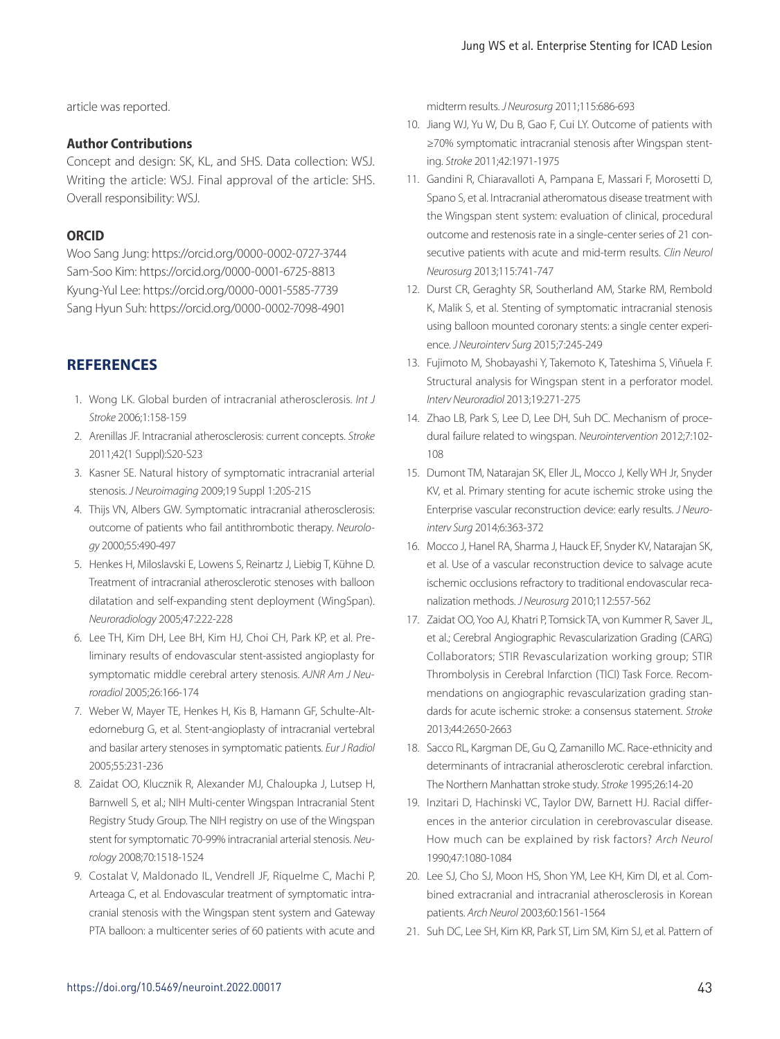article was reported.

### Author Contributions

Concept and design: SK, KL, and SHS. Data collection: WSJ. Writing the article: WSJ. Final approval of the article: SHS. Overall responsibility: WSJ.

### ORCID

Woo Sang Jung: https://orcid.org/0000-0002-0727-3744
Sam-Soo Kim: https://orcid.org/0000-0001-6725-8813
Kyung-Yul Lee: https://orcid.org/0000-0001-5585-7739
Sang Hyun Suh: https://orcid.org/0000-0002-7098-4901

## REFERENCES

1. Wong LK. Global burden of intracranial atherosclerosis. *Int J Stroke* 2006;1:158-159
2. Arenillas JF. Intracranial atherosclerosis: current concepts. *Stroke* 2011;42(1 Suppl):S20-S23
3. Kasner SE. Natural history of symptomatic intracranial arterial stenosis. *J Neuroimaging* 2009;19 Suppl 1:20S-21S
4. Thijs VN, Albers GW. Symptomatic intracranial atherosclerosis: outcome of patients who fail antithrombotic therapy. *Neurology* 2000;55:490-497
5. Henkes H, Miloslavski E, Lowens S, Reinartz J, Liebig T, Kühne D. Treatment of intracranial atherosclerotic stenoses with balloon dilatation and self-expanding stent deployment (WingSpan). *Neuroradiology* 2005;47:222-228
6. Lee TH, Kim DH, Lee BH, Kim HJ, Choi CH, Park KP, et al. Preliminary results of endovascular stent-assisted angioplasty for symptomatic middle cerebral artery stenosis. *AJNR Am J Neuroradiol* 2005;26:166-174
7. Weber W, Mayer TE, Henkes H, Kis B, Hamann GF, Schulte-Altedorneburg G, et al. Stent-angioplasty of intracranial vertebral and basilar artery stenoses in symptomatic patients. *Eur J Radiol* 2005;55:231-236
8. Zaidat OO, Klucznik R, Alexander MJ, Chaloupka J, Lutsep H, Barnwell S, et al.; NIH Multi-center Wingspan Intracranial Stent Registry Study Group. The NIH registry on use of the Wingspan stent for symptomatic 70-99% intracranial arterial stenosis. *Neurology* 2008;70:1518-1524
9. Costalat V, Maldonado IL, Vendrell JF, Riquelme C, Machi P, Arteaga C, et al. Endovascular treatment of symptomatic intracranial stenosis with the Wingspan stent system and Gateway PTA balloon: a multicenter series of 60 patients with acute and midterm results. *J Neurosurg* 2011;115:686-693
10. Jiang WJ, Yu W, Du B, Gao F, Cui LY. Outcome of patients with ≥70% symptomatic intracranial stenosis after Wingspan stenting. *Stroke* 2011;42:1971-1975
11. Gandini R, Chiaravalloti A, Pampana E, Massari F, Morosetti D, Spano S, et al. Intracranial atheromatous disease treatment with the Wingspan stent system: evaluation of clinical, procedural outcome and restenosis rate in a single-center series of 21 consecutive patients with acute and mid-term results. *Clin Neurol Neurosurg* 2013;115:741-747
12. Durst CR, Geraghty SR, Southerland AM, Starke RM, Rembold K, Malik S, et al. Stenting of symptomatic intracranial stenosis using balloon mounted coronary stents: a single center experience. *J Neurointerv Surg* 2015;7:245-249
13. Fujimoto M, Shobayashi Y, Takemoto K, Tateshima S, Viñuela F. Structural analysis for Wingspan stent in a perforator model. *Interv Neuroradiol* 2013;19:271-275
14. Zhao LB, Park S, Lee D, Lee DH, Suh DC. Mechanism of procedural failure related to wingspan. *Neurointervention* 2012;7:102-108
15. Dumont TM, Natarajan SK, Eller JL, Mocco J, Kelly WH Jr, Snyder KV, et al. Primary stenting for acute ischemic stroke using the Enterprise vascular reconstruction device: early results. *J Neurointerv Surg* 2014;6:363-372
16. Mocco J, Hanel RA, Sharma J, Hauck EF, Snyder KV, Natarajan SK, et al. Use of a vascular reconstruction device to salvage acute ischemic occlusions refractory to traditional endovascular recanalization methods. *J Neurosurg* 2010;112:557-562
17. Zaidat OO, Yoo AJ, Khatri P, Tomsick TA, von Kummer R, Saver JL, et al.; Cerebral Angiographic Revascularization Grading (CARG) Collaborators; STIR Revascularization working group; STIR Thrombolysis in Cerebral Infarction (TICI) Task Force. Recommendations on angiographic revascularization grading standards for acute ischemic stroke: a consensus statement. *Stroke* 2013;44:2650-2663
18. Sacco RL, Kargman DE, Gu Q, Zamanillo MC. Race-ethnicity and determinants of intracranial atherosclerotic cerebral infarction. The Northern Manhattan stroke study. *Stroke* 1995;26:14-20
19. Inzitari D, Hachinski VC, Taylor DW, Barnett HJ. Racial differences in the anterior circulation in cerebrovascular disease. How much can be explained by risk factors? *Arch Neurol* 1990;47:1080-1084
20. Lee SJ, Cho SJ, Moon HS, Shon YM, Lee KH, Kim DI, et al. Combined extracranial and intracranial atherosclerosis in Korean patients. *Arch Neurol* 2003;60:1561-1564
21. Suh DC, Lee SH, Kim KR, Park ST, Lim SM, Kim SJ, et al. Pattern of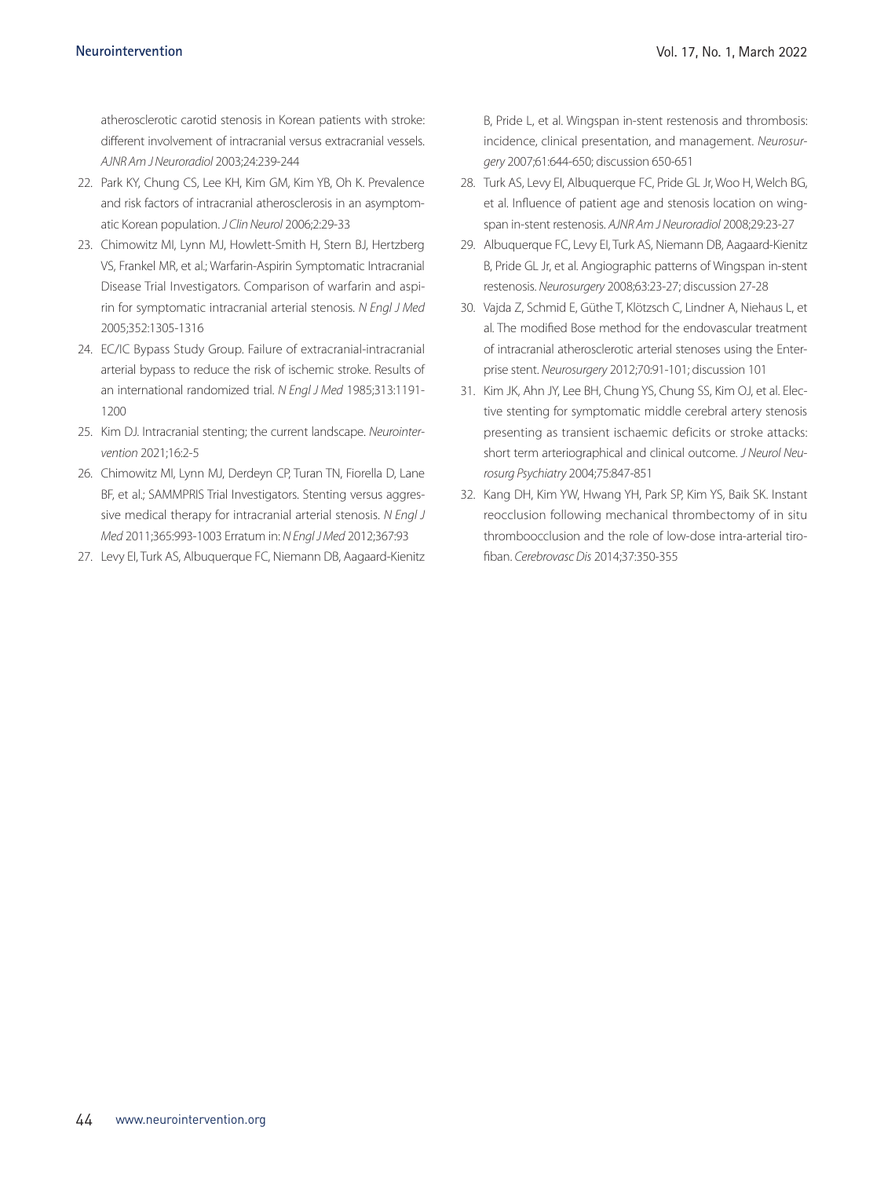atherosclerotic carotid stenosis in Korean patients with stroke: different involvement of intracranial versus extracranial vessels. *AJNR Am J Neuroradiol* 2003;24:239-244

22. Park KY, Chung CS, Lee KH, Kim GM, Kim YB, Oh K. Prevalence and risk factors of intracranial atherosclerosis in an asymptomatic Korean population. *J Clin Neurol* 2006;2:29-33
23. Chimowitz MI, Lynn MJ, Howlett-Smith H, Stern BJ, Hertzberg VS, Frankel MR, et al.; Warfarin-Aspirin Symptomatic Intracranial Disease Trial Investigators. Comparison of warfarin and aspirin for symptomatic intracranial arterial stenosis. *N Engl J Med* 2005;352:1305-1316
24. EC/IC Bypass Study Group. Failure of extracranial-intracranial arterial bypass to reduce the risk of ischemic stroke. Results of an international randomized trial. *N Engl J Med* 1985;313:1191-1200
25. Kim DJ. Intracranial stenting; the current landscape. *Neurointervention* 2021;16:2-5
26. Chimowitz MI, Lynn MJ, Derdeyn CP, Turan TN, Fiorella D, Lane BF, et al.; SAMMPRIS Trial Investigators. Stenting versus aggressive medical therapy for intracranial arterial stenosis. *N Engl J Med* 2011;365:993-1003 Erratum in: *N Engl J Med* 2012;367:93
27. Levy EI, Turk AS, Albuquerque FC, Niemann DB, Aagaard-Kienitz B, Pride L, et al. Wingspan in-stent restenosis and thrombosis: incidence, clinical presentation, and management. *Neurosurgery* 2007;61:644-650; discussion 650-651
28. Turk AS, Levy EI, Albuquerque FC, Pride GL Jr, Woo H, Welch BG, et al. Influence of patient age and stenosis location on wingspan in-stent restenosis. *AJNR Am J Neuroradiol* 2008;29:23-27
29. Albuquerque FC, Levy EI, Turk AS, Niemann DB, Aagaard-Kienitz B, Pride GL Jr, et al. Angiographic patterns of Wingspan in-stent restenosis. *Neurosurgery* 2008;63:23-27; discussion 27-28
30. Vajda Z, Schmid E, Güthe T, Klötzsch C, Lindner A, Niehaus L, et al. The modified Bose method for the endovascular treatment of intracranial atherosclerotic arterial stenoses using the Enterprise stent. *Neurosurgery* 2012;70:91-101; discussion 101
31. Kim JK, Ahn JY, Lee BH, Chung YS, Chung SS, Kim OJ, et al. Elective stenting for symptomatic middle cerebral artery stenosis presenting as transient ischaemic deficits or stroke attacks: short term arteriographical and clinical outcome. *J Neurol Neurosurg Psychiatry* 2004;75:847-851
32. Kang DH, Kim YW, Hwang YH, Park SP, Kim YS, Baik SK. Instant reocclusion following mechanical thrombectomy of in situ thromboocclusion and the role of low-dose intra-arterial tirofiban. *Cerebrovasc Dis* 2014;37:350-355